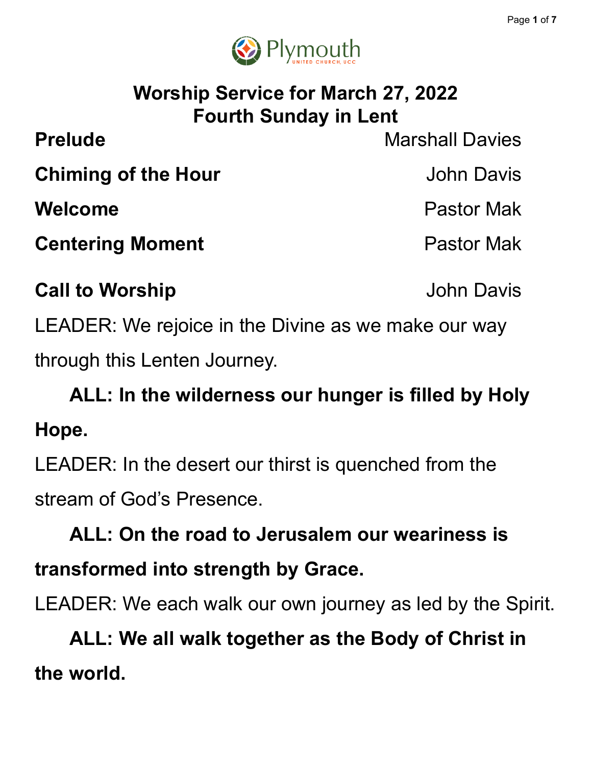# Worship Service for March 27, 2022
## Fourth Sunday in Lent

**Prelude** Marshall Davies

**Chiming of the Hour** John Davis

**Welcome** Pastor Mak

**Centering Moment** Pastor Mak

**Call to Worship** John Davis

LEADER: We rejoice in the Divine as we make our way through this Lenten Journey.

**ALL: In the wilderness our hunger is filled by Holy Hope.**

LEADER: In the desert our thirst is quenched from the stream of God's Presence.

**ALL: On the road to Jerusalem our weariness is transformed into strength by Grace.**

LEADER: We each walk our own journey as led by the Spirit.

**ALL: We all walk together as the Body of Christ in the world.**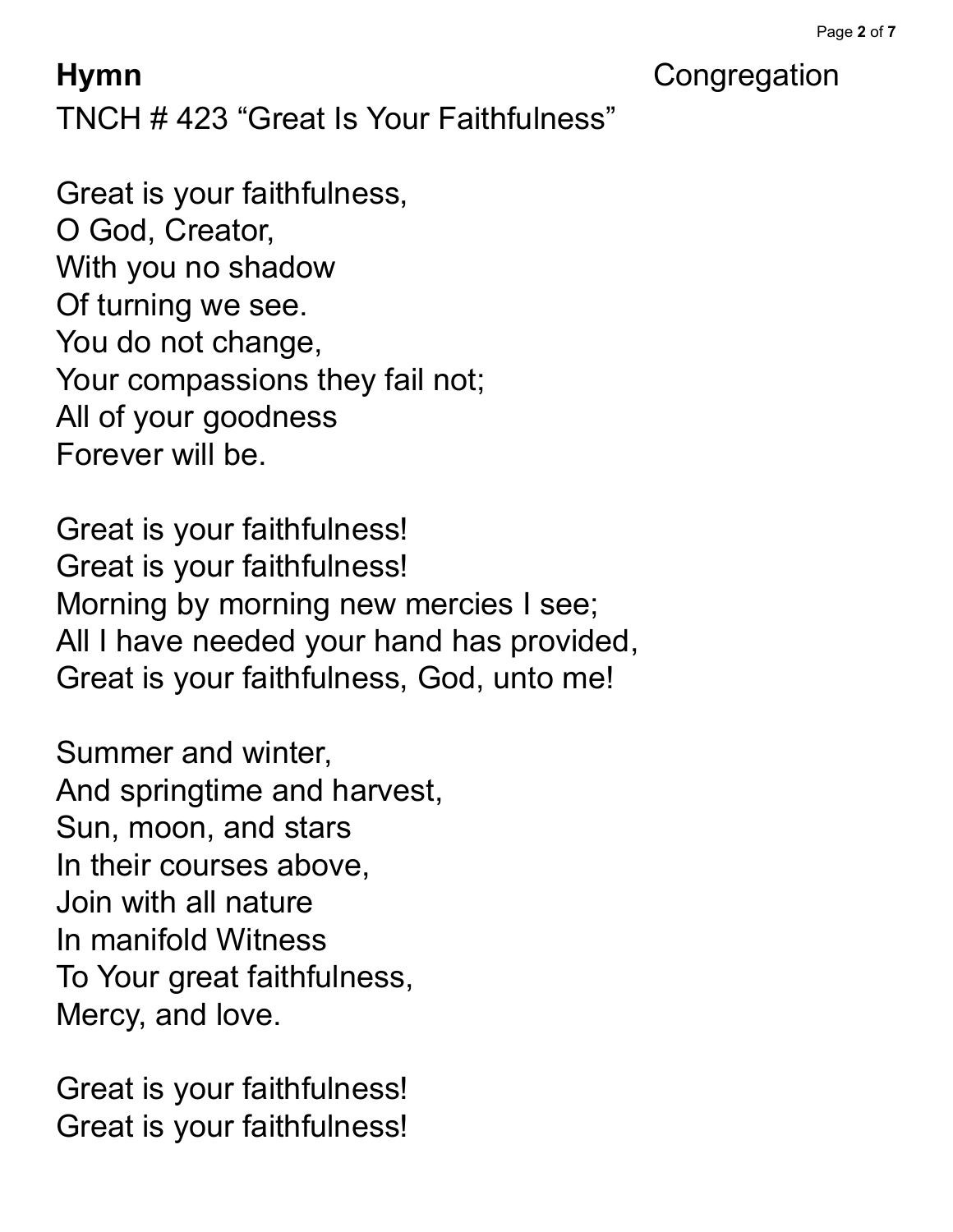**Hymn** Congregation

TNCH # 423 "Great Is Your Faithfulness"

Great is your faithfulness,
O God, Creator,
With you no shadow
Of turning we see.
You do not change,
Your compassions they fail not;
All of your goodness
Forever will be.

Great is your faithfulness!
Great is your faithfulness!
Morning by morning new mercies I see;
All I have needed your hand has provided,
Great is your faithfulness, God, unto me!

Summer and winter,
And springtime and harvest,
Sun, moon, and stars
In their courses above,
Join with all nature
In manifold Witness
To Your great faithfulness,
Mercy, and love.

Great is your faithfulness!
Great is your faithfulness!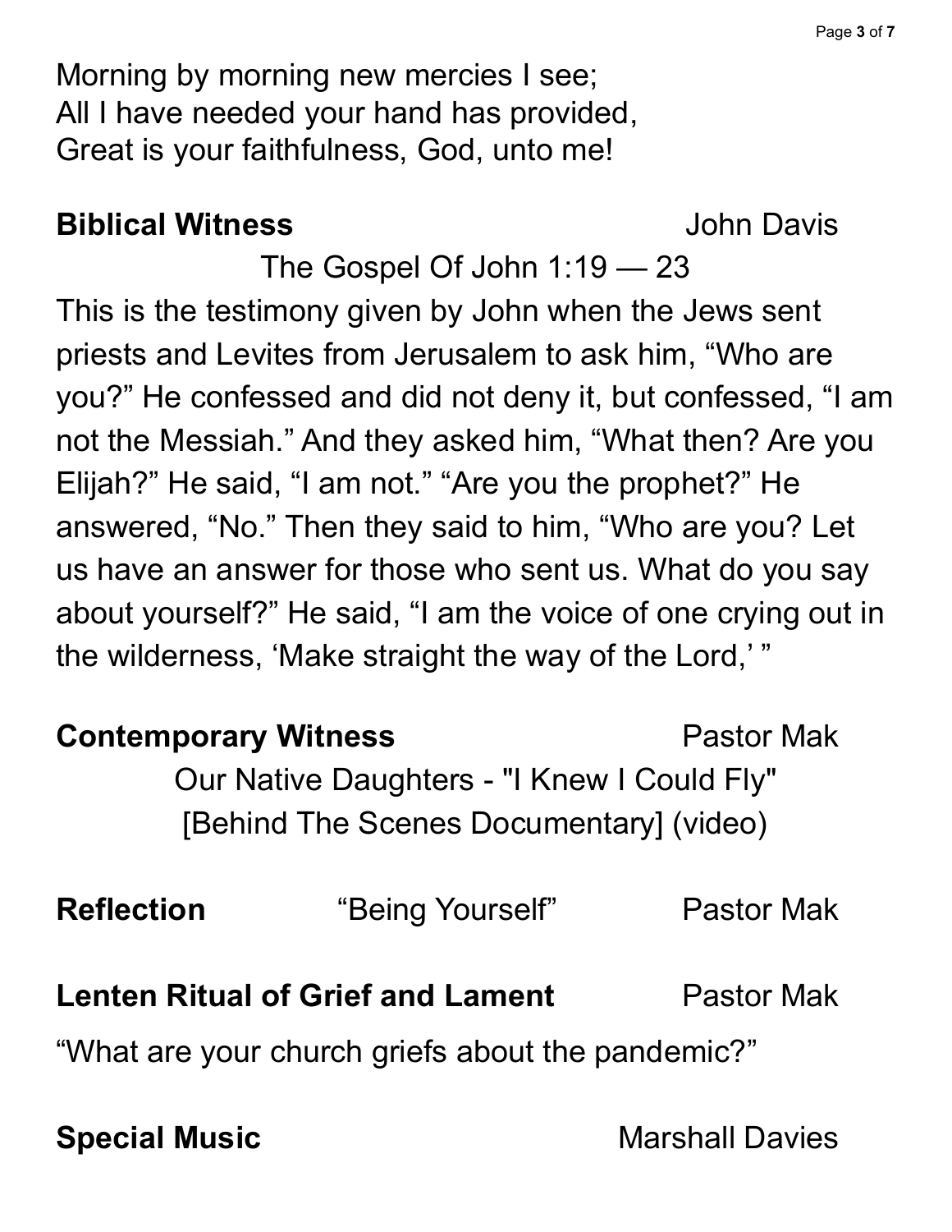Morning by morning new mercies I see;
All I have needed your hand has provided,
Great is your faithfulness, God, unto me!

**Biblical Witness** John Davis

The Gospel Of John 1:19 — 23

This is the testimony given by John when the Jews sent priests and Levites from Jerusalem to ask him, "Who are you?" He confessed and did not deny it, but confessed, "I am not the Messiah." And they asked him, "What then? Are you Elijah?" He said, "I am not." "Are you the prophet?" He answered, "No." Then they said to him, "Who are you? Let us have an answer for those who sent us. What do you say about yourself?" He said, "I am the voice of one crying out in the wilderness, 'Make straight the way of the Lord,' "

**Contemporary Witness** Pastor Mak

Our Native Daughters - "I Knew I Could Fly"
[Behind The Scenes Documentary] (video)

**Reflection** "Being Yourself" Pastor Mak

**Lenten Ritual of Grief and Lament** Pastor Mak

"What are your church griefs about the pandemic?"

**Special Music** Marshall Davies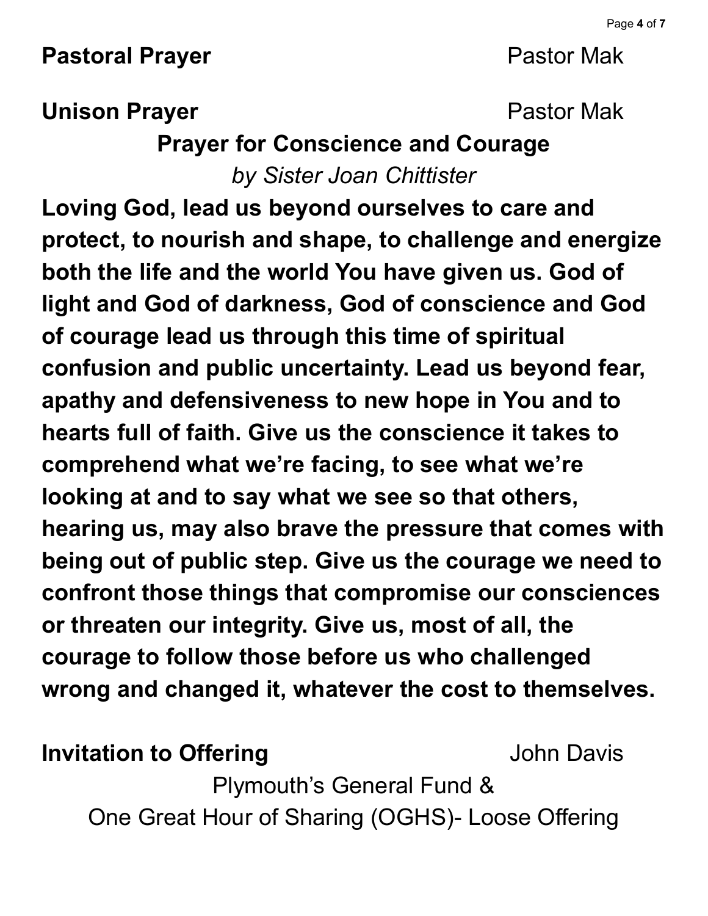**Pastoral Prayer** Pastor Mak

**Unison Prayer** Pastor Mak

**Prayer for Conscience and Courage**

*by Sister Joan Chittister*

**Loving God, lead us beyond ourselves to care and protect, to nourish and shape, to challenge and energize both the life and the world You have given us. God of light and God of darkness, God of conscience and God of courage lead us through this time of spiritual confusion and public uncertainty. Lead us beyond fear, apathy and defensiveness to new hope in You and to hearts full of faith. Give us the conscience it takes to comprehend what we're facing, to see what we're looking at and to say what we see so that others, hearing us, may also brave the pressure that comes with being out of public step. Give us the courage we need to confront those things that compromise our consciences or threaten our integrity. Give us, most of all, the courage to follow those before us who challenged wrong and changed it, whatever the cost to themselves.**

**Invitation to Offering** John Davis

Plymouth's General Fund &
One Great Hour of Sharing (OGHS)- Loose Offering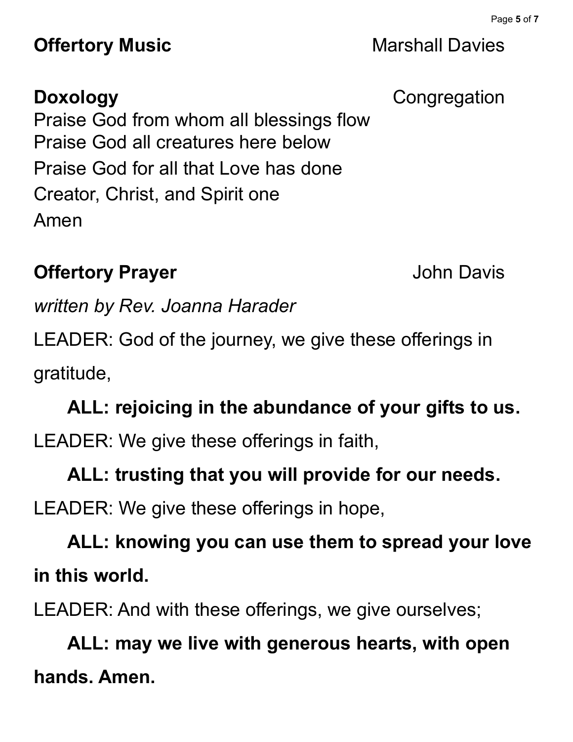**Offertory Music** Marshall Davies

**Doxology** Congregation

Praise God from whom all blessings flow
Praise God all creatures here below
Praise God for all that Love has done
Creator, Christ, and Spirit one
Amen

**Offertory Prayer** John Davis

*written by Rev. Joanna Harader*

LEADER: God of the journey, we give these offerings in gratitude,

**ALL: rejoicing in the abundance of your gifts to us.**

LEADER: We give these offerings in faith,

**ALL: trusting that you will provide for our needs.**

LEADER: We give these offerings in hope,

**ALL: knowing you can use them to spread your love in this world.**

LEADER: And with these offerings, we give ourselves;

**ALL: may we live with generous hearts, with open hands. Amen.**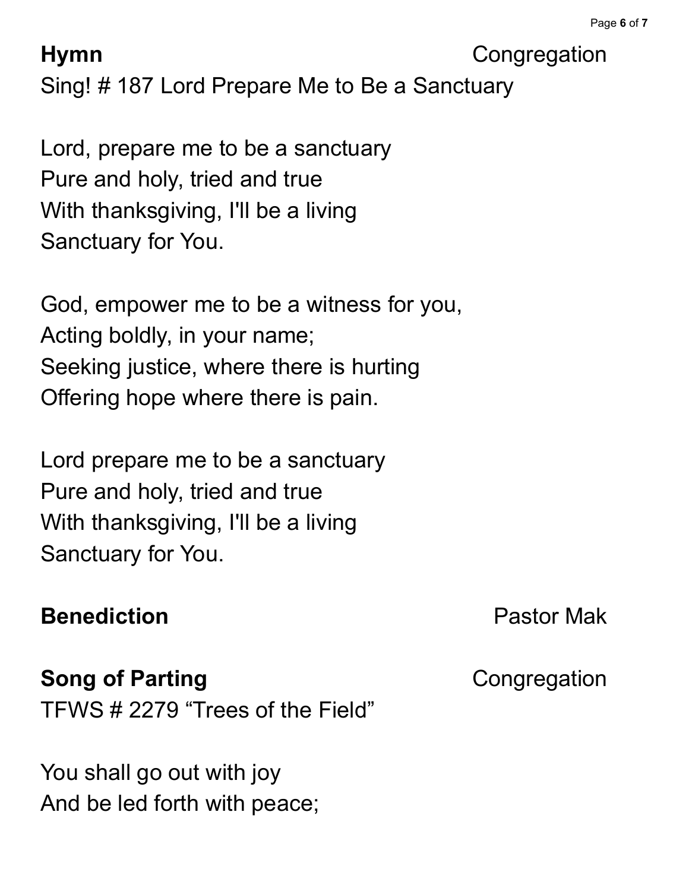**Hymn** Congregation

Sing! # 187 Lord Prepare Me to Be a Sanctuary

Lord, prepare me to be a sanctuary
Pure and holy, tried and true
With thanksgiving, I'll be a living
Sanctuary for You.

God, empower me to be a witness for you,
Acting boldly, in your name;
Seeking justice, where there is hurting
Offering hope where there is pain.

Lord prepare me to be a sanctuary
Pure and holy, tried and true
With thanksgiving, I'll be a living
Sanctuary for You.

**Benediction** Pastor Mak

**Song of Parting** Congregation

TFWS # 2279 "Trees of the Field"

You shall go out with joy
And be led forth with peace;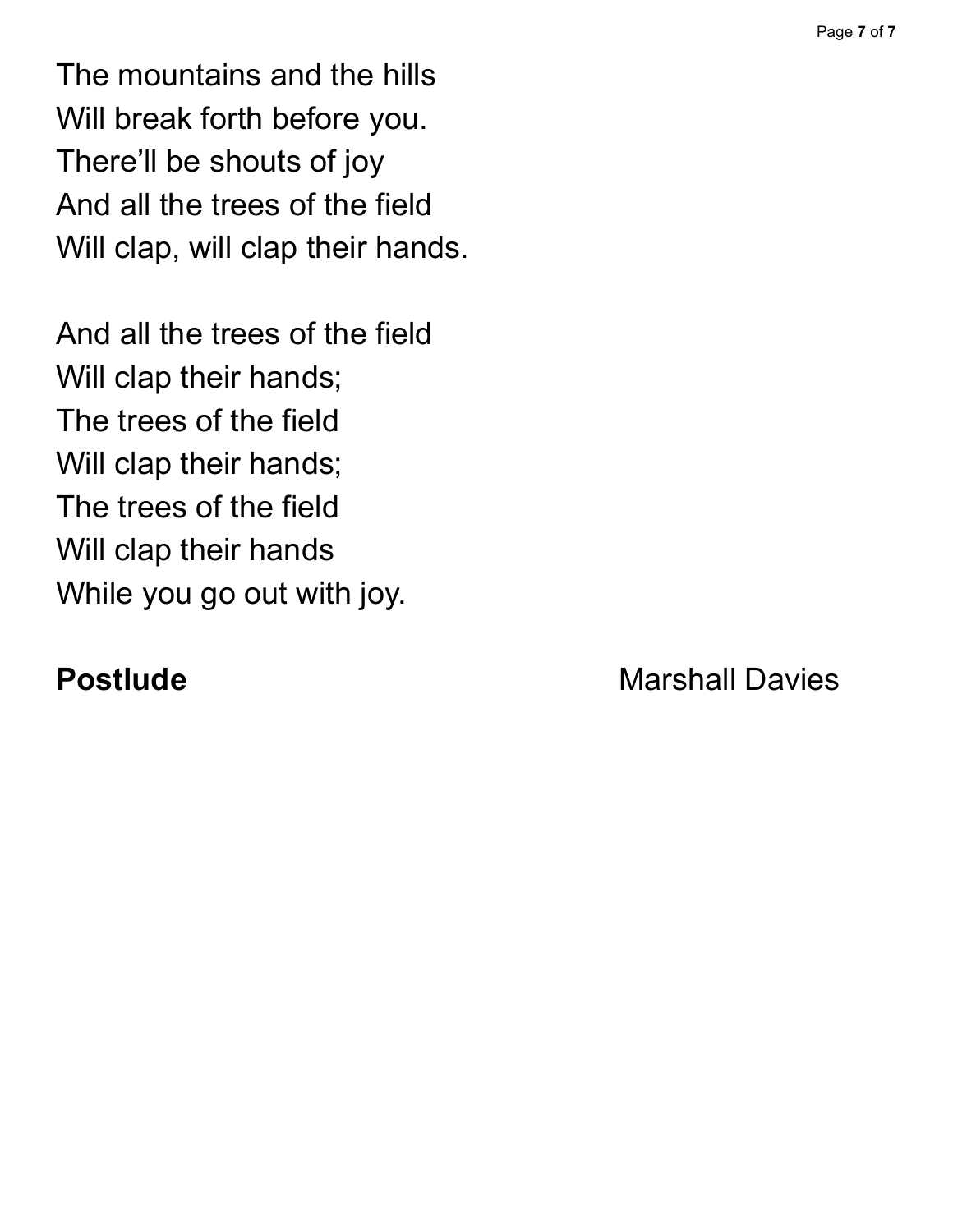The mountains and the hills
Will break forth before you.
There'll be shouts of joy
And all the trees of the field
Will clap, will clap their hands.

And all the trees of the field
Will clap their hands;
The trees of the field
Will clap their hands;
The trees of the field
Will clap their hands
While you go out with joy.

**Postlude** Marshall Davies